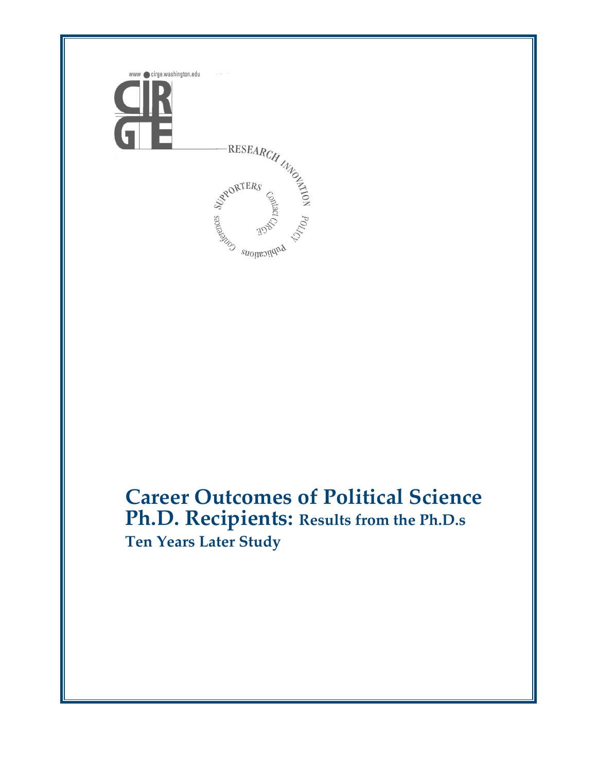www cirge.washington.edu

CIRGE

RESEARCH INNOVATION POLICY Publications Conferences SUPPORTERS Contact CIRGE

# Career Outcomes of Political Science Ph.D. Recipients: Results from the Ph.D.s Ten Years Later Study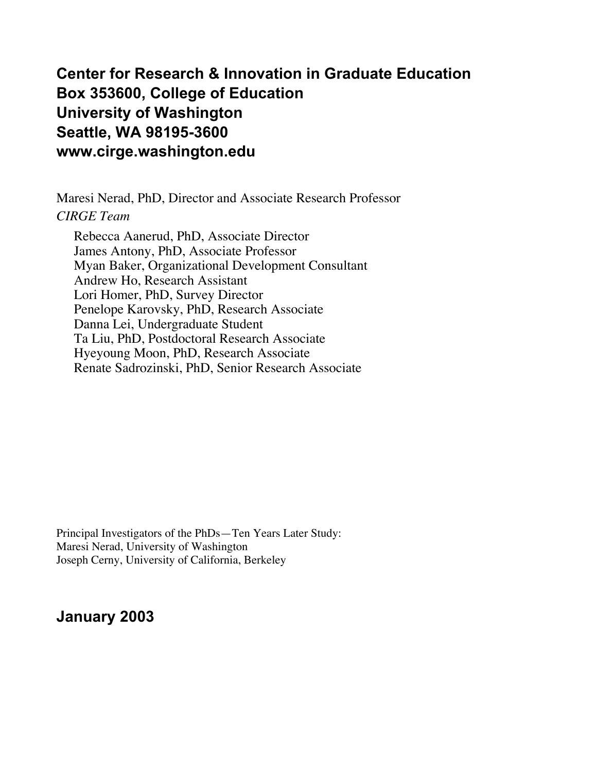**Center for Research & Innovation in Graduate Education**
**Box 353600, College of Education**
**University of Washington**
**Seattle, WA 98195-3600**
**www.cirge.washington.edu**

Maresi Nerad, PhD, Director and Associate Research Professor

*CIRGE Team*

Rebecca Aanerud, PhD, Associate Director
James Antony, PhD, Associate Professor
Myan Baker, Organizational Development Consultant
Andrew Ho, Research Assistant
Lori Homer, PhD, Survey Director
Penelope Karovsky, PhD, Research Associate
Danna Lei, Undergraduate Student
Ta Liu, PhD, Postdoctoral Research Associate
Hyeyoung Moon, PhD, Research Associate
Renate Sadrozinski, PhD, Senior Research Associate

Principal Investigators of the PhDs—Ten Years Later Study:
Maresi Nerad, University of Washington
Joseph Cerny, University of California, Berkeley

**January 2003**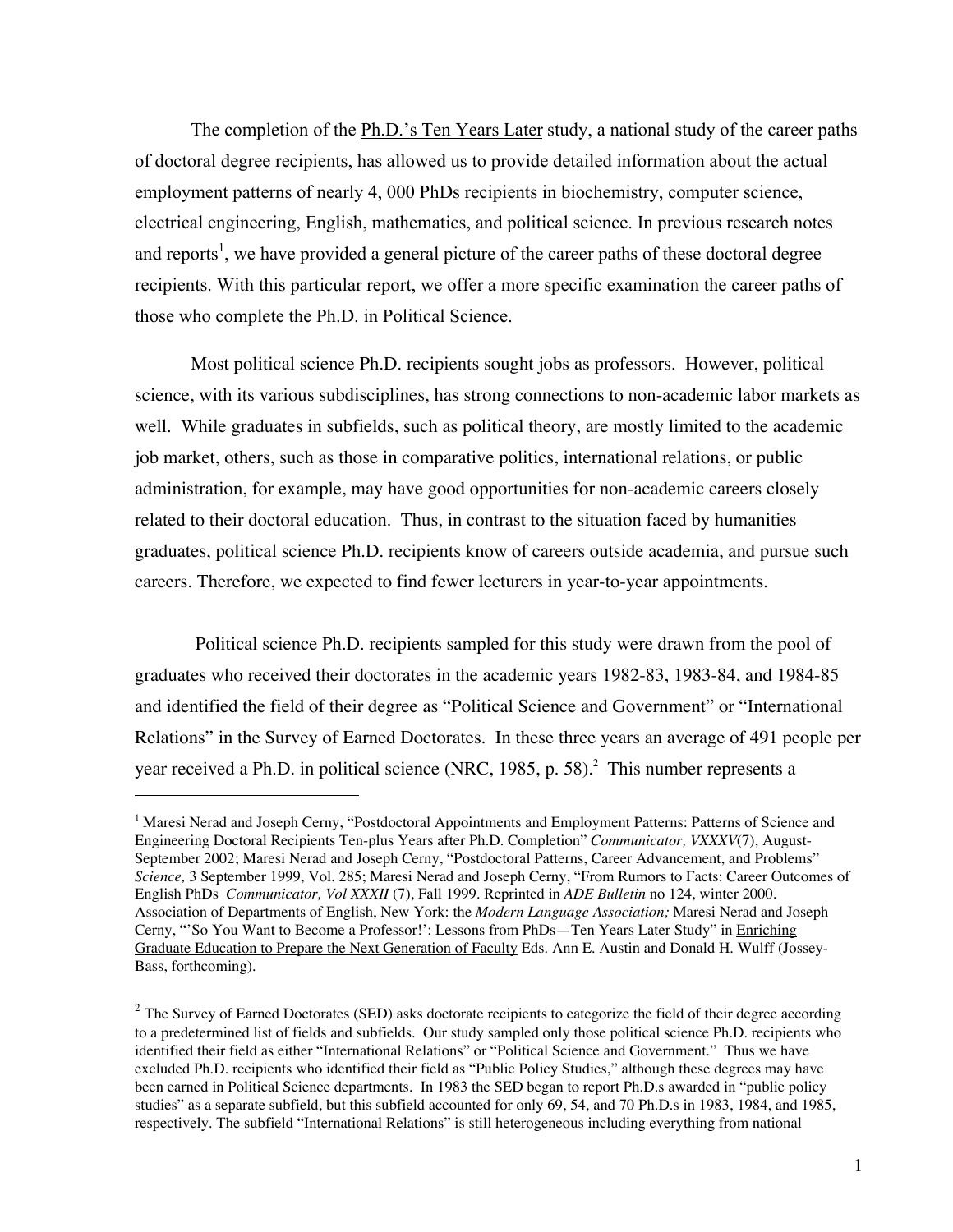The completion of the <u>Ph.D.'s Ten Years Later</u> study, a national study of the career paths of doctoral degree recipients, has allowed us to provide detailed information about the actual employment patterns of nearly 4, 000 PhDs recipients in biochemistry, computer science, electrical engineering, English, mathematics, and political science. In previous research notes and reports[1], we have provided a general picture of the career paths of these doctoral degree recipients. With this particular report, we offer a more specific examination the career paths of those who complete the Ph.D. in Political Science.

Most political science Ph.D. recipients sought jobs as professors. However, political science, with its various subdisciplines, has strong connections to non-academic labor markets as well. While graduates in subfields, such as political theory, are mostly limited to the academic job market, others, such as those in comparative politics, international relations, or public administration, for example, may have good opportunities for non-academic careers closely related to their doctoral education. Thus, in contrast to the situation faced by humanities graduates, political science Ph.D. recipients know of careers outside academia, and pursue such careers. Therefore, we expected to find fewer lecturers in year-to-year appointments.

Political science Ph.D. recipients sampled for this study were drawn from the pool of graduates who received their doctorates in the academic years 1982-83, 1983-84, and 1984-85 and identified the field of their degree as "Political Science and Government" or "International Relations" in the Survey of Earned Doctorates. In these three years an average of 491 people per year received a Ph.D. in political science (NRC, 1985, p. 58).[2] This number represents a

---

[1] Maresi Nerad and Joseph Cerny, "Postdoctoral Appointments and Employment Patterns: Patterns of Science and Engineering Doctoral Recipients Ten-plus Years after Ph.D. Completion" *Communicator, VXXXV*(7), August-September 2002; Maresi Nerad and Joseph Cerny, "Postdoctoral Patterns, Career Advancement, and Problems" *Science,* 3 September 1999, Vol. 285; Maresi Nerad and Joseph Cerny, "From Rumors to Facts: Career Outcomes of English PhDs *Communicator, Vol XXXII* (7), Fall 1999. Reprinted in *ADE Bulletin* no 124, winter 2000. Association of Departments of English, New York: the *Modern Language Association;* Maresi Nerad and Joseph Cerny, "'So You Want to Become a Professor!': Lessons from PhDs—Ten Years Later Study" in <u>Enriching Graduate Education to Prepare the Next Generation of Faculty</u> Eds. Ann E. Austin and Donald H. Wulff (Jossey-Bass, forthcoming).

[2] The Survey of Earned Doctorates (SED) asks doctorate recipients to categorize the field of their degree according to a predetermined list of fields and subfields. Our study sampled only those political science Ph.D. recipients who identified their field as either "International Relations" or "Political Science and Government." Thus we have excluded Ph.D. recipients who identified their field as "Public Policy Studies," although these degrees may have been earned in Political Science departments. In 1983 the SED began to report Ph.D.s awarded in "public policy studies" as a separate subfield, but this subfield accounted for only 69, 54, and 70 Ph.D.s in 1983, 1984, and 1985, respectively. The subfield "International Relations" is still heterogeneous including everything from national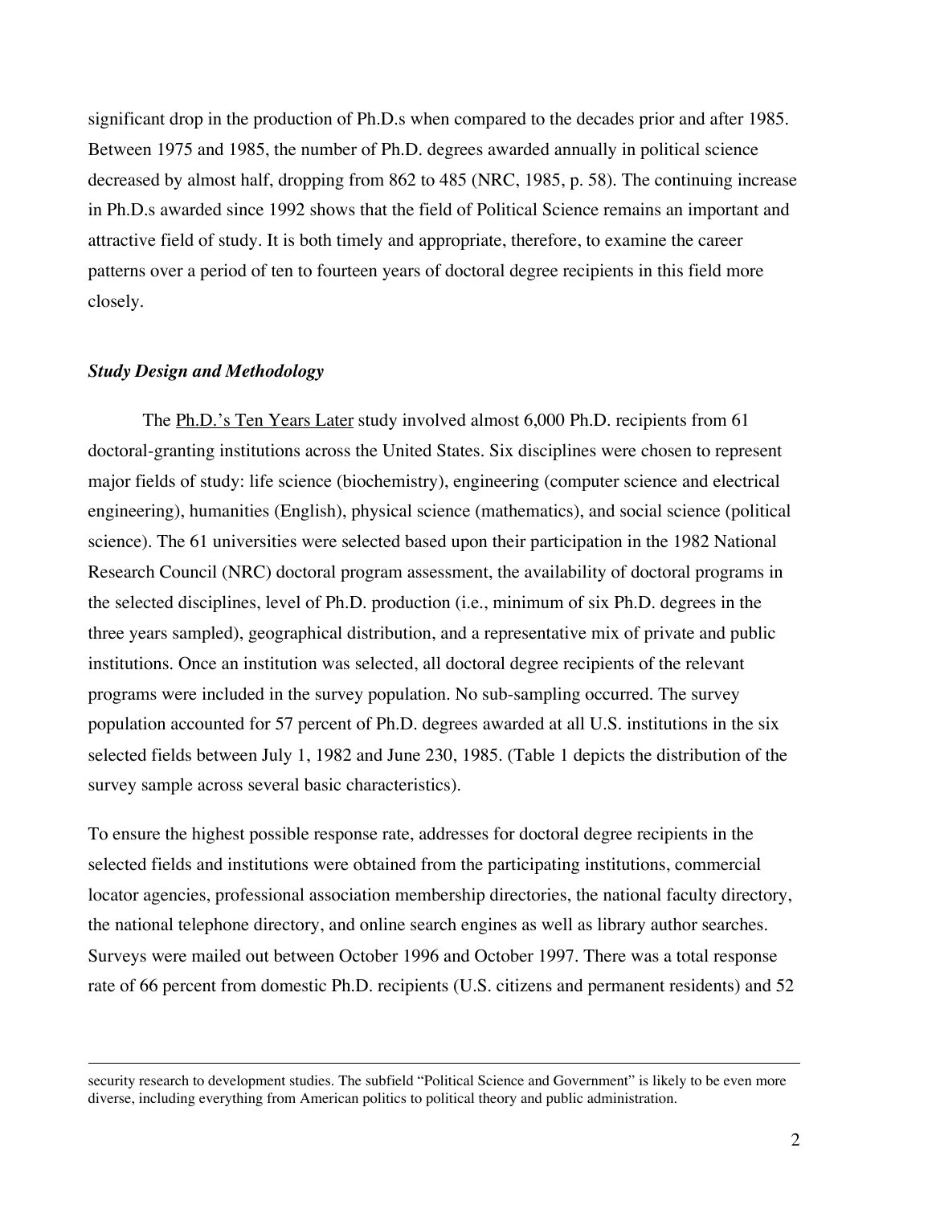significant drop in the production of Ph.D.s when compared to the decades prior and after 1985. Between 1975 and 1985, the number of Ph.D. degrees awarded annually in political science decreased by almost half, dropping from 862 to 485 (NRC, 1985, p. 58). The continuing increase in Ph.D.s awarded since 1992 shows that the field of Political Science remains an important and attractive field of study. It is both timely and appropriate, therefore, to examine the career patterns over a period of ten to fourteen years of doctoral degree recipients in this field more closely.

### *Study Design and Methodology*

The Ph.D.'s Ten Years Later study involved almost 6,000 Ph.D. recipients from 61 doctoral-granting institutions across the United States. Six disciplines were chosen to represent major fields of study: life science (biochemistry), engineering (computer science and electrical engineering), humanities (English), physical science (mathematics), and social science (political science). The 61 universities were selected based upon their participation in the 1982 National Research Council (NRC) doctoral program assessment, the availability of doctoral programs in the selected disciplines, level of Ph.D. production (i.e., minimum of six Ph.D. degrees in the three years sampled), geographical distribution, and a representative mix of private and public institutions. Once an institution was selected, all doctoral degree recipients of the relevant programs were included in the survey population. No sub-sampling occurred. The survey population accounted for 57 percent of Ph.D. degrees awarded at all U.S. institutions in the six selected fields between July 1, 1982 and June 230, 1985. (Table 1 depicts the distribution of the survey sample across several basic characteristics).

To ensure the highest possible response rate, addresses for doctoral degree recipients in the selected fields and institutions were obtained from the participating institutions, commercial locator agencies, professional association membership directories, the national faculty directory, the national telephone directory, and online search engines as well as library author searches. Surveys were mailed out between October 1996 and October 1997. There was a total response rate of 66 percent from domestic Ph.D. recipients (U.S. citizens and permanent residents) and 52

---

security research to development studies. The subfield "Political Science and Government" is likely to be even more diverse, including everything from American politics to political theory and public administration.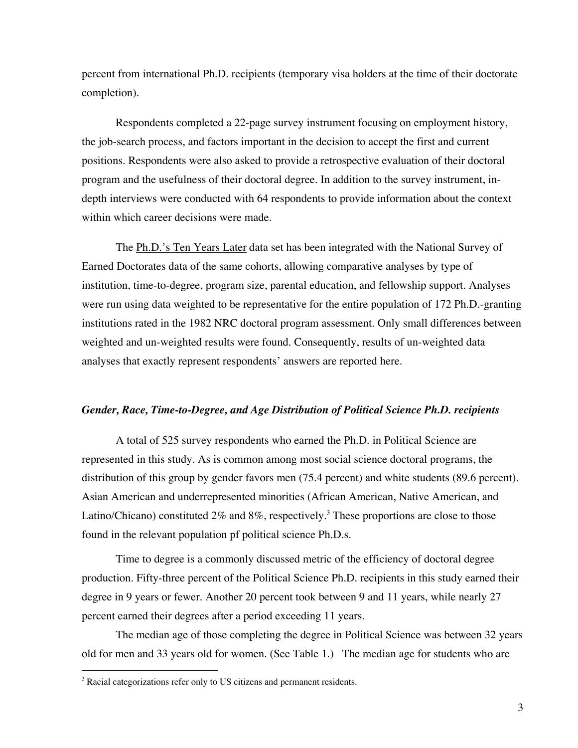percent from international Ph.D. recipients (temporary visa holders at the time of their doctorate completion).

Respondents completed a 22-page survey instrument focusing on employment history, the job-search process, and factors important in the decision to accept the first and current positions. Respondents were also asked to provide a retrospective evaluation of their doctoral program and the usefulness of their doctoral degree. In addition to the survey instrument, in-depth interviews were conducted with 64 respondents to provide information about the context within which career decisions were made.

The Ph.D.'s Ten Years Later data set has been integrated with the National Survey of Earned Doctorates data of the same cohorts, allowing comparative analyses by type of institution, time-to-degree, program size, parental education, and fellowship support. Analyses were run using data weighted to be representative for the entire population of 172 Ph.D.-granting institutions rated in the 1982 NRC doctoral program assessment. Only small differences between weighted and un-weighted results were found. Consequently, results of un-weighted data analyses that exactly represent respondents' answers are reported here.

### *Gender, Race, Time-to-Degree, and Age Distribution of Political Science Ph.D. recipients*

A total of 525 survey respondents who earned the Ph.D. in Political Science are represented in this study. As is common among most social science doctoral programs, the distribution of this group by gender favors men (75.4 percent) and white students (89.6 percent). Asian American and underrepresented minorities (African American, Native American, and Latino/Chicano) constituted 2% and 8%, respectively.[3] These proportions are close to those found in the relevant population pf political science Ph.D.s.

Time to degree is a commonly discussed metric of the efficiency of doctoral degree production. Fifty-three percent of the Political Science Ph.D. recipients in this study earned their degree in 9 years or fewer. Another 20 percent took between 9 and 11 years, while nearly 27 percent earned their degrees after a period exceeding 11 years.

The median age of those completing the degree in Political Science was between 32 years old for men and 33 years old for women. (See Table 1.) The median age for students who are

[3] Racial categorizations refer only to US citizens and permanent residents.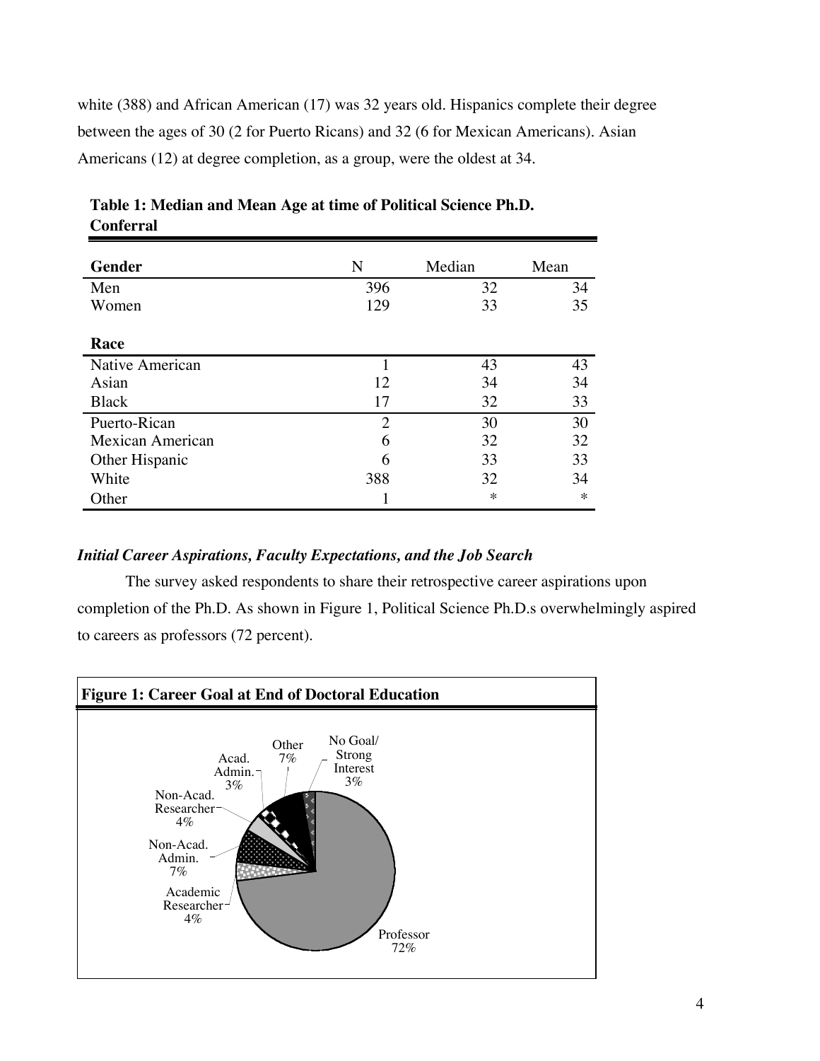white (388) and African American (17) was 32 years old. Hispanics complete their degree between the ages of 30 (2 for Puerto Ricans) and 32 (6 for Mexican Americans). Asian Americans (12) at degree completion, as a group, were the oldest at 34.

**Table 1: Median and Mean Age at time of Political Science Ph.D. Conferral**

| Gender | N | Median | Mean |
|---|---|---|---|
| Men | 396 | 32 | 34 |
| Women | 129 | 33 | 35 |
| **Race** | | | |
| Native American | 1 | 43 | 43 |
| Asian | 12 | 34 | 34 |
| Black | 17 | 32 | 33 |
| Puerto-Rican | 2 | 30 | 30 |
| Mexican American | 6 | 32 | 32 |
| Other Hispanic | 6 | 33 | 33 |
| White | 388 | 32 | 34 |
| Other | 1 | * | * |

### *Initial Career Aspirations, Faculty Expectations, and the Job Search*

The survey asked respondents to share their retrospective career aspirations upon completion of the Ph.D. As shown in Figure 1, Political Science Ph.D.s overwhelmingly aspired to careers as professors (72 percent).

**Figure 1: Career Goal at End of Doctoral Education**

| Career Goal | Percent |
|---|---|
| Professor | 72% |
| Academic Researcher | 4% |
| Non-Acad. Admin. | 7% |
| Non-Acad. Researcher | 4% |
| Acad. Admin. | 3% |
| Other | 7% |
| No Goal/ Strong Interest | 3% |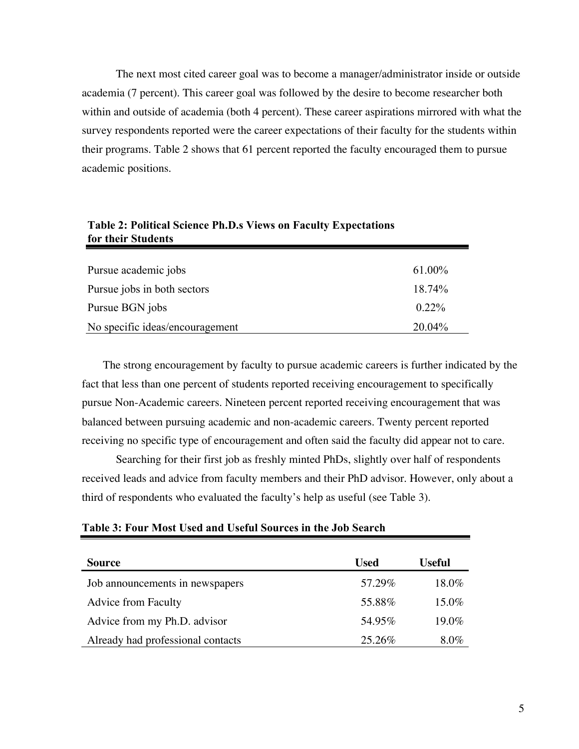The next most cited career goal was to become a manager/administrator inside or outside academia (7 percent). This career goal was followed by the desire to become researcher both within and outside of academia (both 4 percent). These career aspirations mirrored with what the survey respondents reported were the career expectations of their faculty for the students within their programs. Table 2 shows that 61 percent reported the faculty encouraged them to pursue academic positions.

**Table 2: Political Science Ph.D.s Views on Faculty Expectations for their Students**

| | |
|---|---|
| Pursue academic jobs | 61.00% |
| Pursue jobs in both sectors | 18.74% |
| Pursue BGN jobs | 0.22% |
| No specific ideas/encouragement | 20.04% |

The strong encouragement by faculty to pursue academic careers is further indicated by the fact that less than one percent of students reported receiving encouragement to specifically pursue Non-Academic careers. Nineteen percent reported receiving encouragement that was balanced between pursuing academic and non-academic careers. Twenty percent reported receiving no specific type of encouragement and often said the faculty did appear not to care.

Searching for their first job as freshly minted PhDs, slightly over half of respondents received leads and advice from faculty members and their PhD advisor. However, only about a third of respondents who evaluated the faculty's help as useful (see Table 3).

**Table 3: Four Most Used and Useful Sources in the Job Search**

| Source | Used | Useful |
|---|---|---|
| Job announcements in newspapers | 57.29% | 18.0% |
| Advice from Faculty | 55.88% | 15.0% |
| Advice from my Ph.D. advisor | 54.95% | 19.0% |
| Already had professional contacts | 25.26% | 8.0% |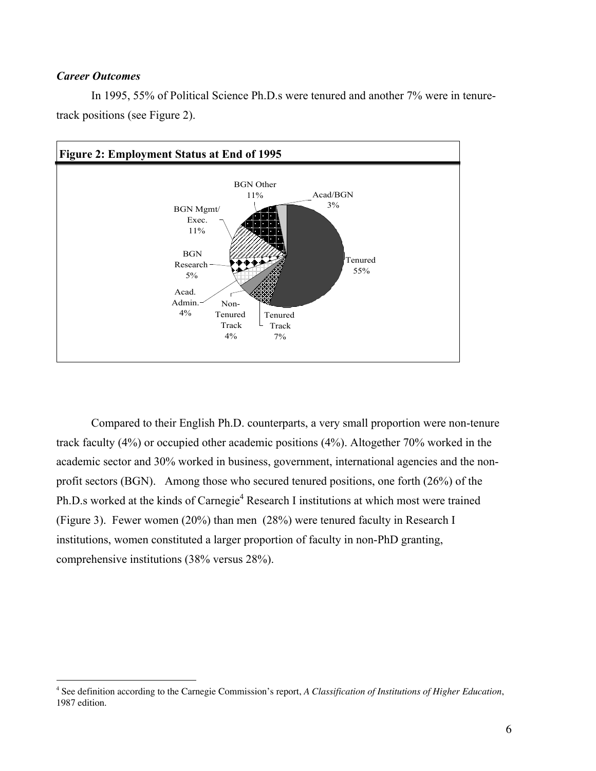***Career Outcomes***

In 1995, 55% of Political Science Ph.D.s were tenured and another 7% were in tenure-track positions (see Figure 2).

**Figure 2: Employment Status at End of 1995**

Compared to their English Ph.D. counterparts, a very small proportion were non-tenure track faculty (4%) or occupied other academic positions (4%). Altogether 70% worked in the academic sector and 30% worked in business, government, international agencies and the non-profit sectors (BGN). Among those who secured tenured positions, one forth (26%) of the Ph.D.s worked at the kinds of Carnegie[4] Research I institutions at which most were trained (Figure 3). Fewer women (20%) than men (28%) were tenured faculty in Research I institutions, women constituted a larger proportion of faculty in non-PhD granting, comprehensive institutions (38% versus 28%).

[4] See definition according to the Carnegie Commission's report, *A Classification of Institutions of Higher Education*, 1987 edition.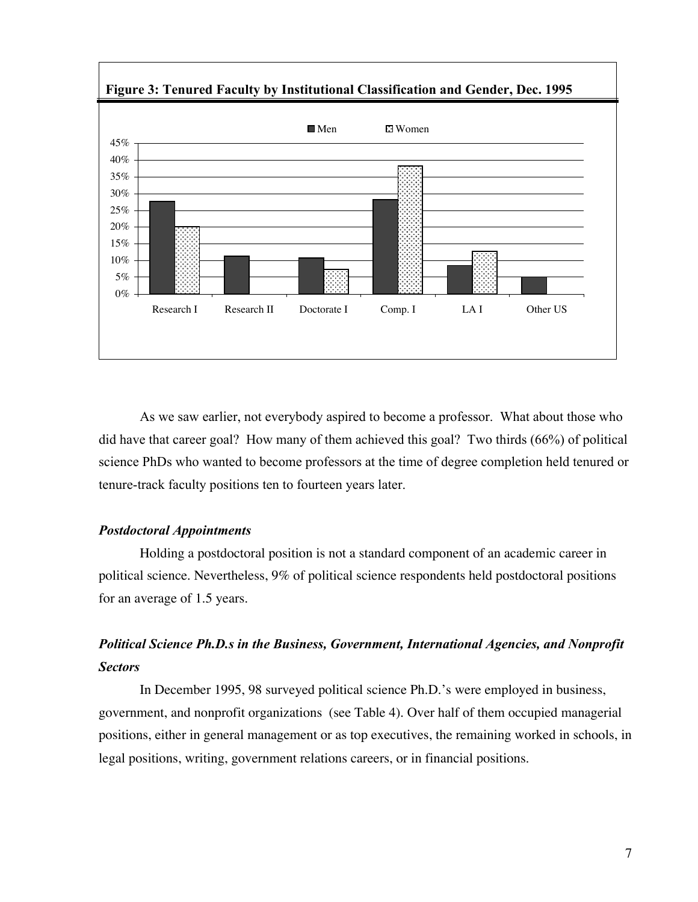**Figure 3: Tenured Faculty by Institutional Classification and Gender, Dec. 1995**

As we saw earlier, not everybody aspired to become a professor. What about those who did have that career goal? How many of them achieved this goal? Two thirds (66%) of political science PhDs who wanted to become professors at the time of degree completion held tenured or tenure-track faculty positions ten to fourteen years later.

### *Postdoctoral Appointments*

Holding a postdoctoral position is not a standard component of an academic career in political science. Nevertheless, 9% of political science respondents held postdoctoral positions for an average of 1.5 years.

### *Political Science Ph.D.s in the Business, Government, International Agencies, and Nonprofit Sectors*

In December 1995, 98 surveyed political science Ph.D.'s were employed in business, government, and nonprofit organizations (see Table 4). Over half of them occupied managerial positions, either in general management or as top executives, the remaining worked in schools, in legal positions, writing, government relations careers, or in financial positions.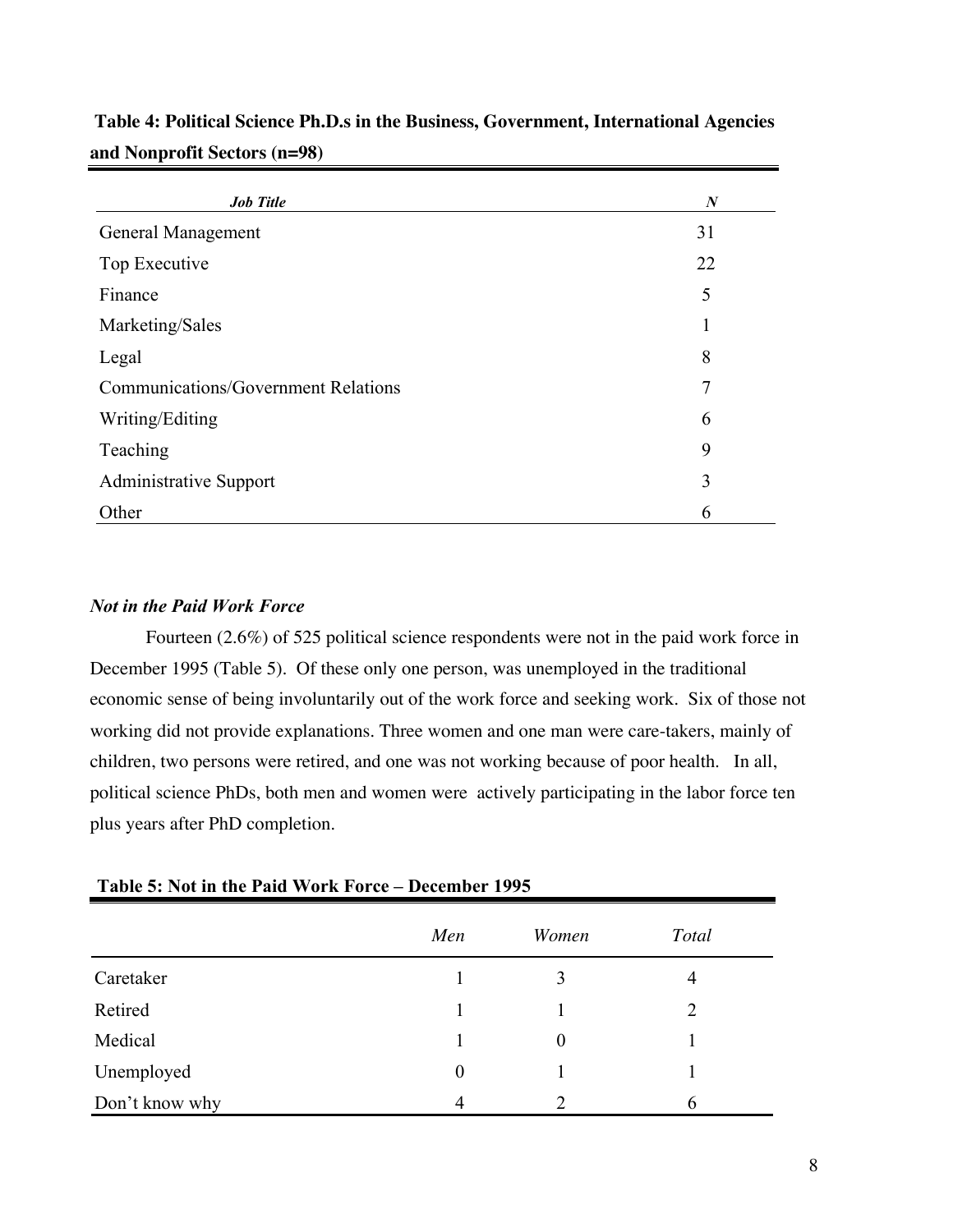**Table 4: Political Science Ph.D.s in the Business, Government, International Agencies and Nonprofit Sectors (n=98)**

| *Job Title* | *N* |
|---|---|
| General Management | 31 |
| Top Executive | 22 |
| Finance | 5 |
| Marketing/Sales | 1 |
| Legal | 8 |
| Communications/Government Relations | 7 |
| Writing/Editing | 6 |
| Teaching | 9 |
| Administrative Support | 3 |
| Other | 6 |

### *Not in the Paid Work Force*

Fourteen (2.6%) of 525 political science respondents were not in the paid work force in December 1995 (Table 5). Of these only one person, was unemployed in the traditional economic sense of being involuntarily out of the work force and seeking work. Six of those not working did not provide explanations. Three women and one man were care-takers, mainly of children, two persons were retired, and one was not working because of poor health. In all, political science PhDs, both men and women were actively participating in the labor force ten plus years after PhD completion.

**Table 5: Not in the Paid Work Force – December 1995**

| | *Men* | *Women* | *Total* |
|---|---|---|---|
| Caretaker | 1 | 3 | 4 |
| Retired | 1 | 1 | 2 |
| Medical | 1 | 0 | 1 |
| Unemployed | 0 | 1 | 1 |
| Don't know why | 4 | 2 | 6 |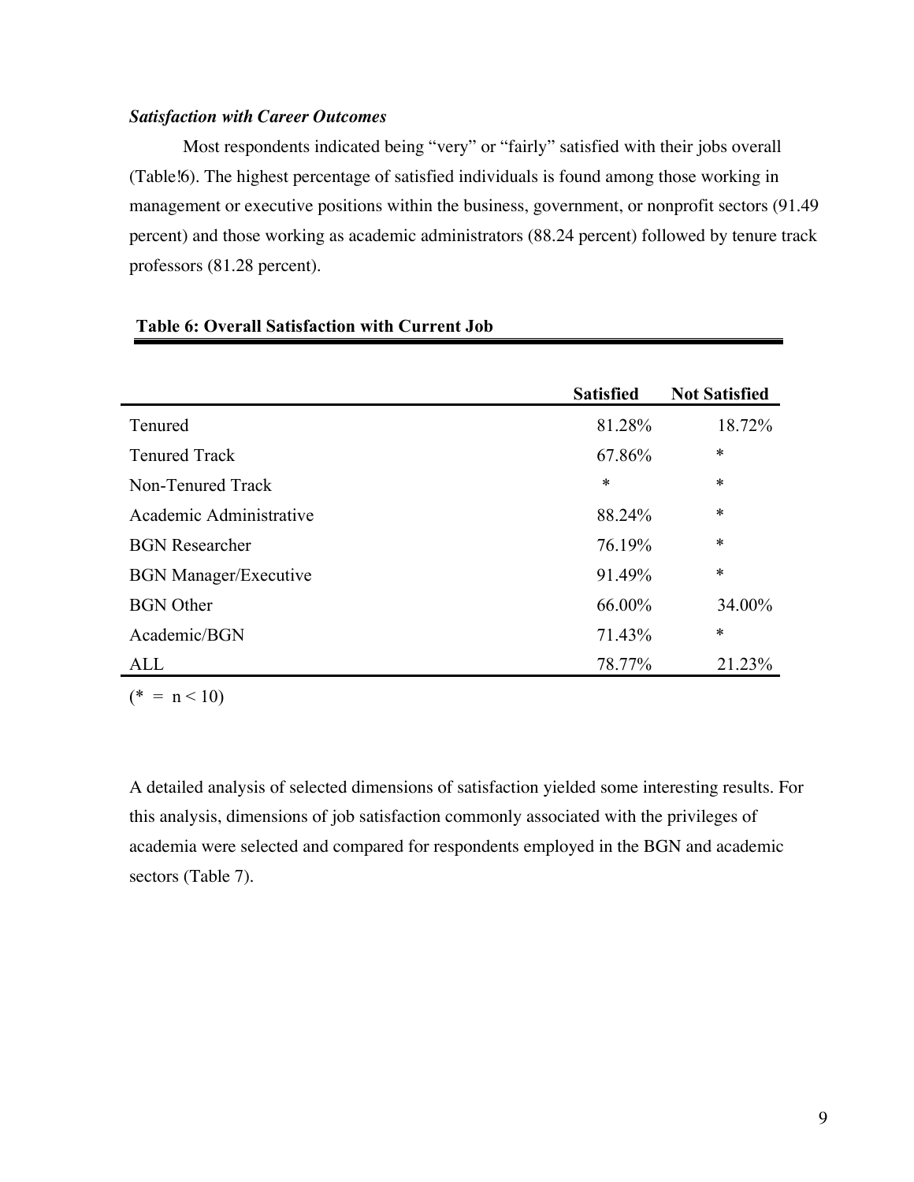### *Satisfaction with Career Outcomes*

Most respondents indicated being "very" or "fairly" satisfied with their jobs overall (Table!6). The highest percentage of satisfied individuals is found among those working in management or executive positions within the business, government, or nonprofit sectors (91.49 percent) and those working as academic administrators (88.24 percent) followed by tenure track professors (81.28 percent).

**Table 6: Overall Satisfaction with Current Job**

| | Satisfied | Not Satisfied |
|---|---|---|
| Tenured | 81.28% | 18.72% |
| Tenured Track | 67.86% | * |
| Non-Tenured Track | * | * |
| Academic Administrative | 88.24% | * |
| BGN Researcher | 76.19% | * |
| BGN Manager/Executive | 91.49% | * |
| BGN Other | 66.00% | 34.00% |
| Academic/BGN | 71.43% | * |
| ALL | 78.77% | 21.23% |

(* = n < 10)

A detailed analysis of selected dimensions of satisfaction yielded some interesting results. For this analysis, dimensions of job satisfaction commonly associated with the privileges of academia were selected and compared for respondents employed in the BGN and academic sectors (Table 7).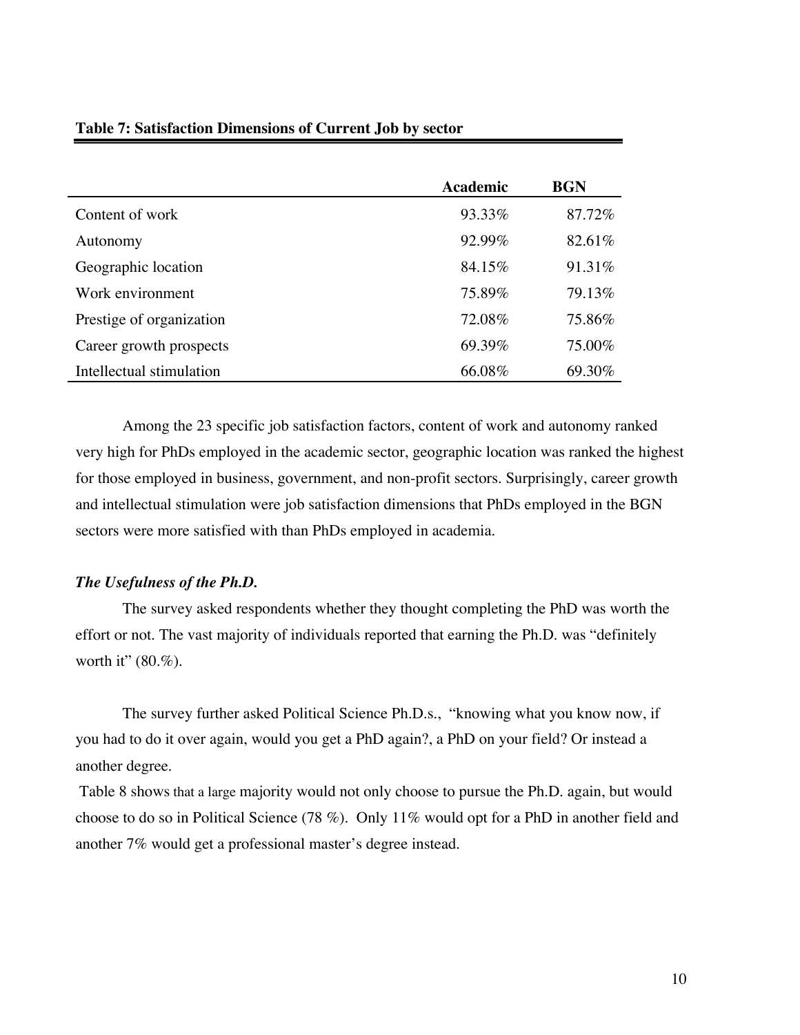**Table 7: Satisfaction Dimensions of Current Job by sector**

| | Academic | BGN |
|---|---|---|
| Content of work | 93.33% | 87.72% |
| Autonomy | 92.99% | 82.61% |
| Geographic location | 84.15% | 91.31% |
| Work environment | 75.89% | 79.13% |
| Prestige of organization | 72.08% | 75.86% |
| Career growth prospects | 69.39% | 75.00% |
| Intellectual stimulation | 66.08% | 69.30% |

Among the 23 specific job satisfaction factors, content of work and autonomy ranked very high for PhDs employed in the academic sector, geographic location was ranked the highest for those employed in business, government, and non-profit sectors. Surprisingly, career growth and intellectual stimulation were job satisfaction dimensions that PhDs employed in the BGN sectors were more satisfied with than PhDs employed in academia.

### *The Usefulness of the Ph.D.*

The survey asked respondents whether they thought completing the PhD was worth the effort or not. The vast majority of individuals reported that earning the Ph.D. was "definitely worth it" (80.%).

The survey further asked Political Science Ph.D.s., "knowing what you know now, if you had to do it over again, would you get a PhD again?, a PhD on your field? Or instead a another degree.

Table 8 shows that a large majority would not only choose to pursue the Ph.D. again, but would choose to do so in Political Science (78 %). Only 11% would opt for a PhD in another field and another 7% would get a professional master's degree instead.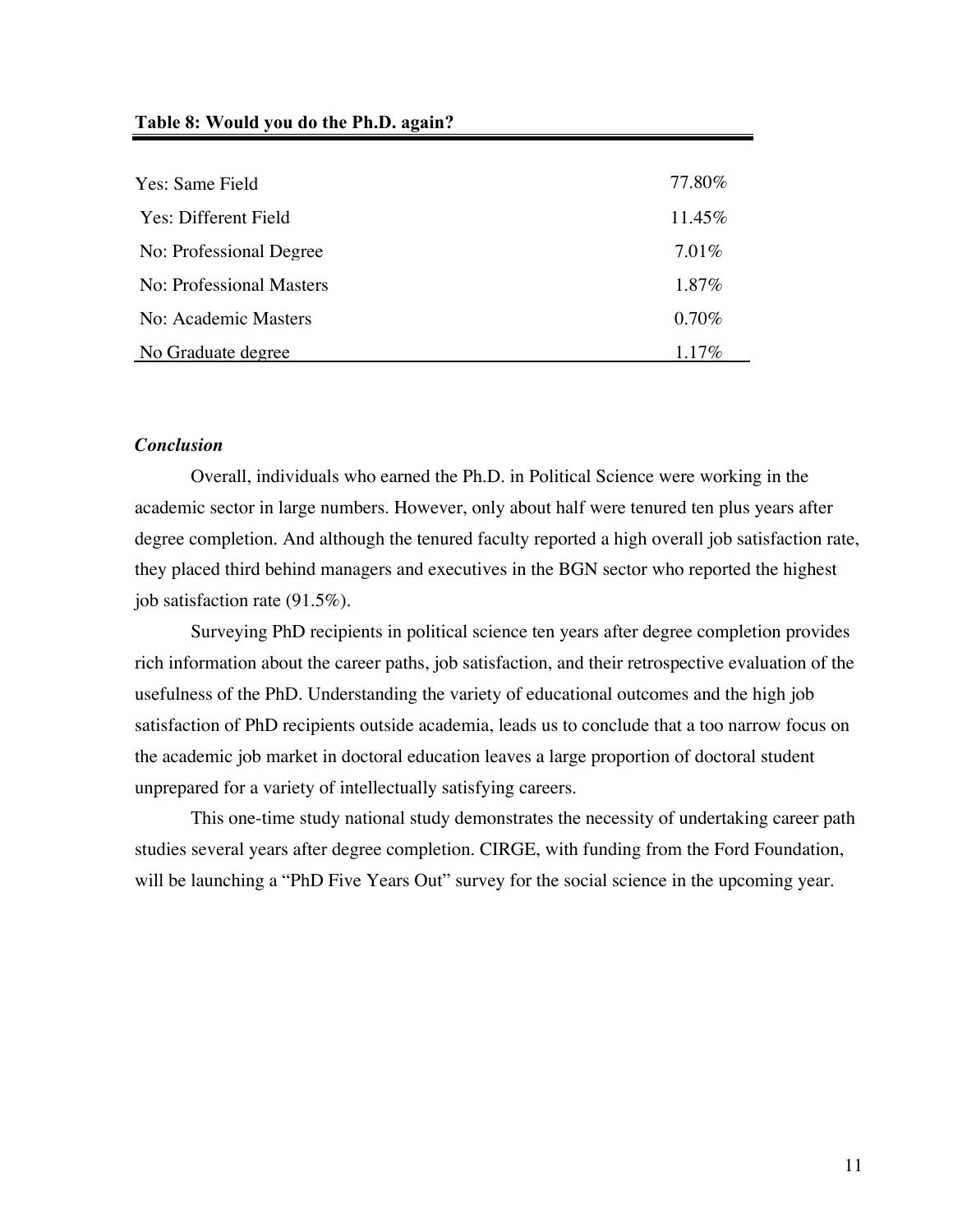**Table 8: Would you do the Ph.D. again?**

| | |
|---|---|
| Yes: Same Field | 77.80% |
| Yes: Different Field | 11.45% |
| No: Professional Degree | 7.01% |
| No: Professional Masters | 1.87% |
| No: Academic Masters | 0.70% |
| No Graduate degree | 1.17% |

***Conclusion***

Overall, individuals who earned the Ph.D. in Political Science were working in the academic sector in large numbers. However, only about half were tenured ten plus years after degree completion. And although the tenured faculty reported a high overall job satisfaction rate, they placed third behind managers and executives in the BGN sector who reported the highest job satisfaction rate (91.5%).

Surveying PhD recipients in political science ten years after degree completion provides rich information about the career paths, job satisfaction, and their retrospective evaluation of the usefulness of the PhD. Understanding the variety of educational outcomes and the high job satisfaction of PhD recipients outside academia, leads us to conclude that a too narrow focus on the academic job market in doctoral education leaves a large proportion of doctoral student unprepared for a variety of intellectually satisfying careers.

This one-time study national study demonstrates the necessity of undertaking career path studies several years after degree completion. CIRGE, with funding from the Ford Foundation, will be launching a "PhD Five Years Out" survey for the social science in the upcoming year.